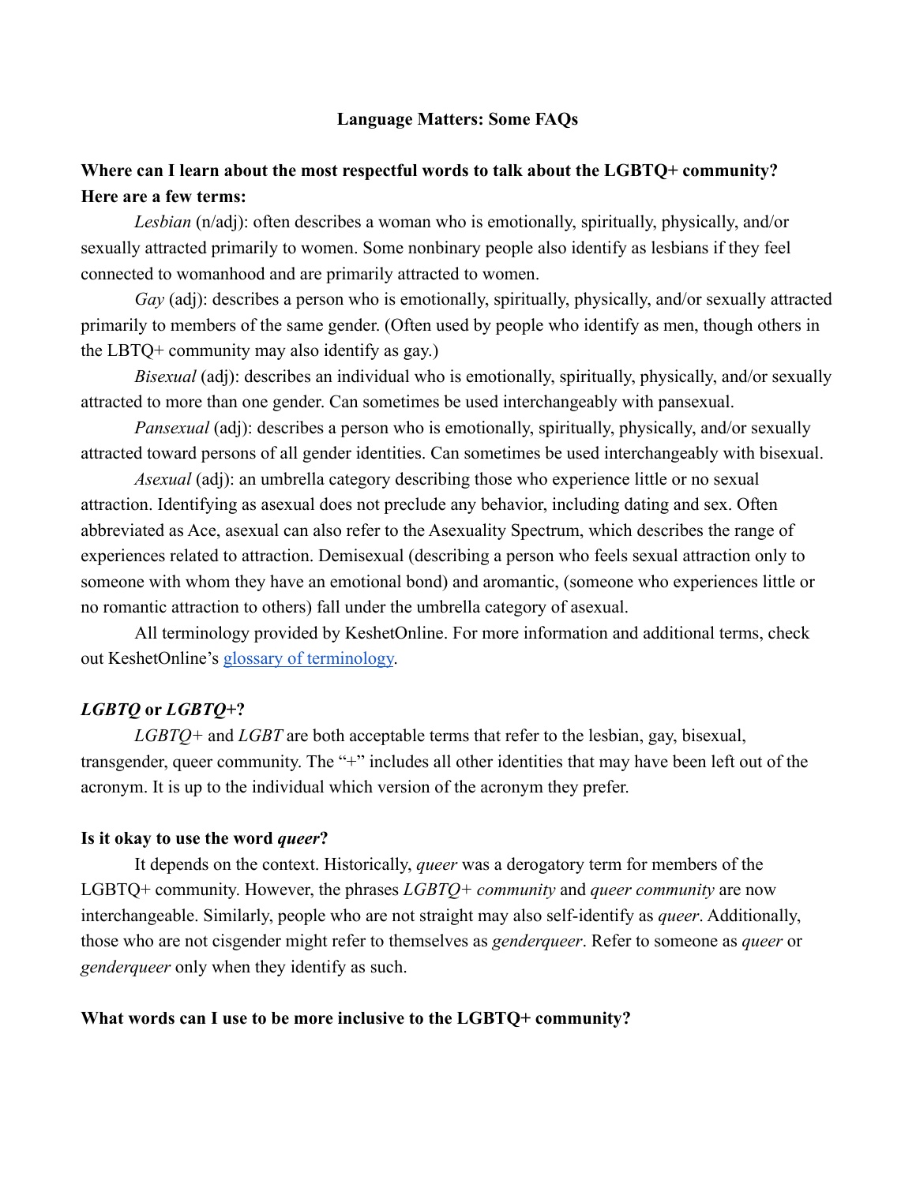# Language Matters: Some FAQs

**Where can I learn about the most respectful words to talk about the LGBTQ+ community? Here are a few terms:**

*Lesbian* (n/adj): often describes a woman who is emotionally, spiritually, physically, and/or sexually attracted primarily to women. Some nonbinary people also identify as lesbians if they feel connected to womanhood and are primarily attracted to women.

*Gay* (adj): describes a person who is emotionally, spiritually, physically, and/or sexually attracted primarily to members of the same gender. (Often used by people who identify as men, though others in the LBTQ+ community may also identify as gay.)

*Bisexual* (adj): describes an individual who is emotionally, spiritually, physically, and/or sexually attracted to more than one gender. Can sometimes be used interchangeably with pansexual.

*Pansexual* (adj): describes a person who is emotionally, spiritually, physically, and/or sexually attracted toward persons of all gender identities. Can sometimes be used interchangeably with bisexual.

*Asexual* (adj): an umbrella category describing those who experience little or no sexual attraction. Identifying as asexual does not preclude any behavior, including dating and sex. Often abbreviated as Ace, asexual can also refer to the Asexuality Spectrum, which describes the range of experiences related to attraction. Demisexual (describing a person who feels sexual attraction only to someone with whom they have an emotional bond) and aromantic, (someone who experiences little or no romantic attraction to others) fall under the umbrella category of asexual.

All terminology provided by KeshetOnline. For more information and additional terms, check out KeshetOnline's glossary of terminology.

**_LGBTQ_ or _LGBTQ+_?**

*LGBTQ+* and *LGBT* are both acceptable terms that refer to the lesbian, gay, bisexual, transgender, queer community. The "+" includes all other identities that may have been left out of the acronym. It is up to the individual which version of the acronym they prefer.

**Is it okay to use the word _queer_?**

It depends on the context. Historically, *queer* was a derogatory term for members of the LGBTQ+ community. However, the phrases *LGBTQ+ community* and *queer community* are now interchangeable. Similarly, people who are not straight may also self-identify as *queer*. Additionally, those who are not cisgender might refer to themselves as *genderqueer*. Refer to someone as *queer* or *genderqueer* only when they identify as such.

**What words can I use to be more inclusive to the LGBTQ+ community?**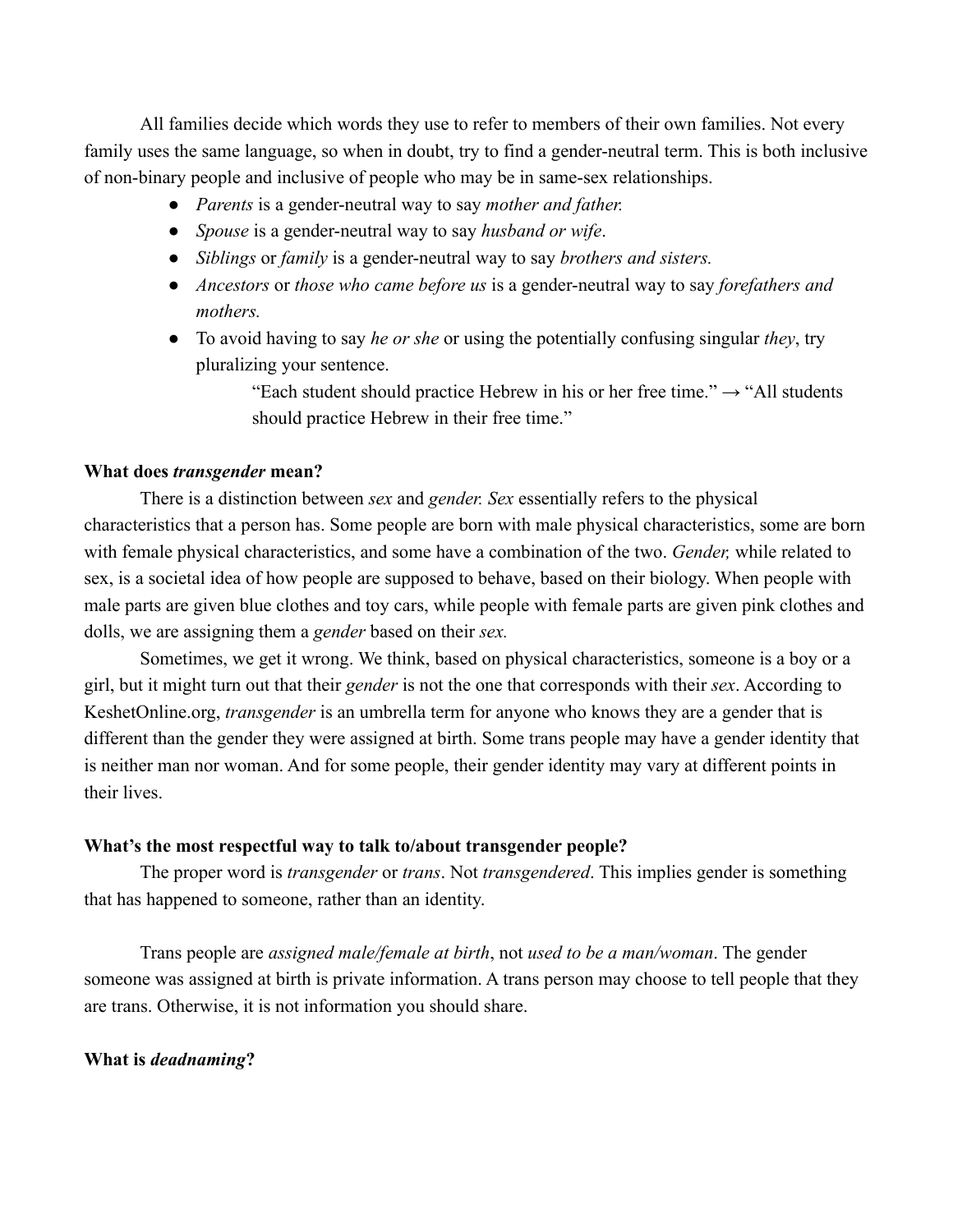All families decide which words they use to refer to members of their own families. Not every family uses the same language, so when in doubt, try to find a gender-neutral term. This is both inclusive of non-binary people and inclusive of people who may be in same-sex relationships.

- *Parents* is a gender-neutral way to say *mother and father.*
- *Spouse* is a gender-neutral way to say *husband or wife*.
- *Siblings* or *family* is a gender-neutral way to say *brothers and sisters.*
- *Ancestors* or *those who came before us* is a gender-neutral way to say *forefathers and mothers.*
- To avoid having to say *he or she* or using the potentially confusing singular *they*, try pluralizing your sentence.

  > "Each student should practice Hebrew in his or her free time." → "All students should practice Hebrew in their free time."

**What does *transgender* mean?**

There is a distinction between *sex* and *gender. Sex* essentially refers to the physical characteristics that a person has. Some people are born with male physical characteristics, some are born with female physical characteristics, and some have a combination of the two. *Gender,* while related to sex, is a societal idea of how people are supposed to behave, based on their biology. When people with male parts are given blue clothes and toy cars, while people with female parts are given pink clothes and dolls, we are assigning them a *gender* based on their *sex.*

Sometimes, we get it wrong. We think, based on physical characteristics, someone is a boy or a girl, but it might turn out that their *gender* is not the one that corresponds with their *sex*. According to KeshetOnline.org, *transgender* is an umbrella term for anyone who knows they are a gender that is different than the gender they were assigned at birth. Some trans people may have a gender identity that is neither man nor woman. And for some people, their gender identity may vary at different points in their lives.

**What's the most respectful way to talk to/about transgender people?**

The proper word is *transgender* or *trans*. Not *transgendered*. This implies gender is something that has happened to someone, rather than an identity.

Trans people are *assigned male/female at birth*, not *used to be a man/woman*. The gender someone was assigned at birth is private information. A trans person may choose to tell people that they are trans. Otherwise, it is not information you should share.

**What is *deadnaming*?**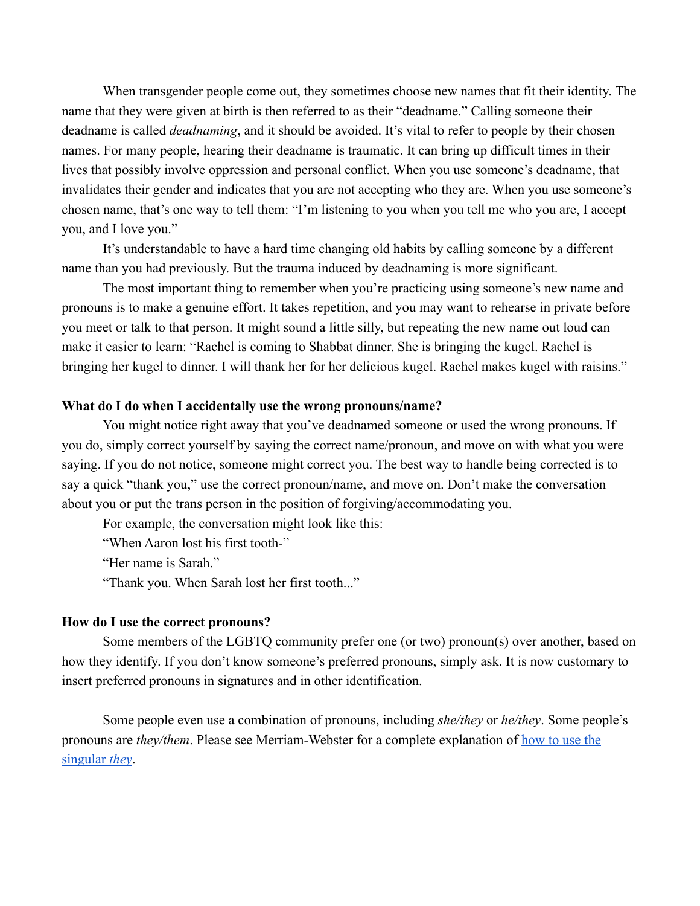When transgender people come out, they sometimes choose new names that fit their identity. The name that they were given at birth is then referred to as their "deadname." Calling someone their deadname is called *deadnaming*, and it should be avoided. It's vital to refer to people by their chosen names. For many people, hearing their deadname is traumatic. It can bring up difficult times in their lives that possibly involve oppression and personal conflict. When you use someone's deadname, that invalidates their gender and indicates that you are not accepting who they are. When you use someone's chosen name, that's one way to tell them: "I'm listening to you when you tell me who you are, I accept you, and I love you."

It's understandable to have a hard time changing old habits by calling someone by a different name than you had previously. But the trauma induced by deadnaming is more significant.

The most important thing to remember when you're practicing using someone's new name and pronouns is to make a genuine effort. It takes repetition, and you may want to rehearse in private before you meet or talk to that person. It might sound a little silly, but repeating the new name out loud can make it easier to learn: "Rachel is coming to Shabbat dinner. She is bringing the kugel. Rachel is bringing her kugel to dinner. I will thank her for her delicious kugel. Rachel makes kugel with raisins."

**What do I do when I accidentally use the wrong pronouns/name?**

You might notice right away that you've deadnamed someone or used the wrong pronouns. If you do, simply correct yourself by saying the correct name/pronoun, and move on with what you were saying. If you do not notice, someone might correct you. The best way to handle being corrected is to say a quick "thank you," use the correct pronoun/name, and move on. Don't make the conversation about you or put the trans person in the position of forgiving/accommodating you.

For example, the conversation might look like this:

"When Aaron lost his first tooth-"

"Her name is Sarah."

"Thank you. When Sarah lost her first tooth..."

**How do I use the correct pronouns?**

Some members of the LGBTQ community prefer one (or two) pronoun(s) over another, based on how they identify. If you don't know someone's preferred pronouns, simply ask. It is now customary to insert preferred pronouns in signatures and in other identification.

Some people even use a combination of pronouns, including *she/they* or *he/they*. Some people's pronouns are *they/them*. Please see Merriam-Webster for a complete explanation of [how to use the singular *they*](#).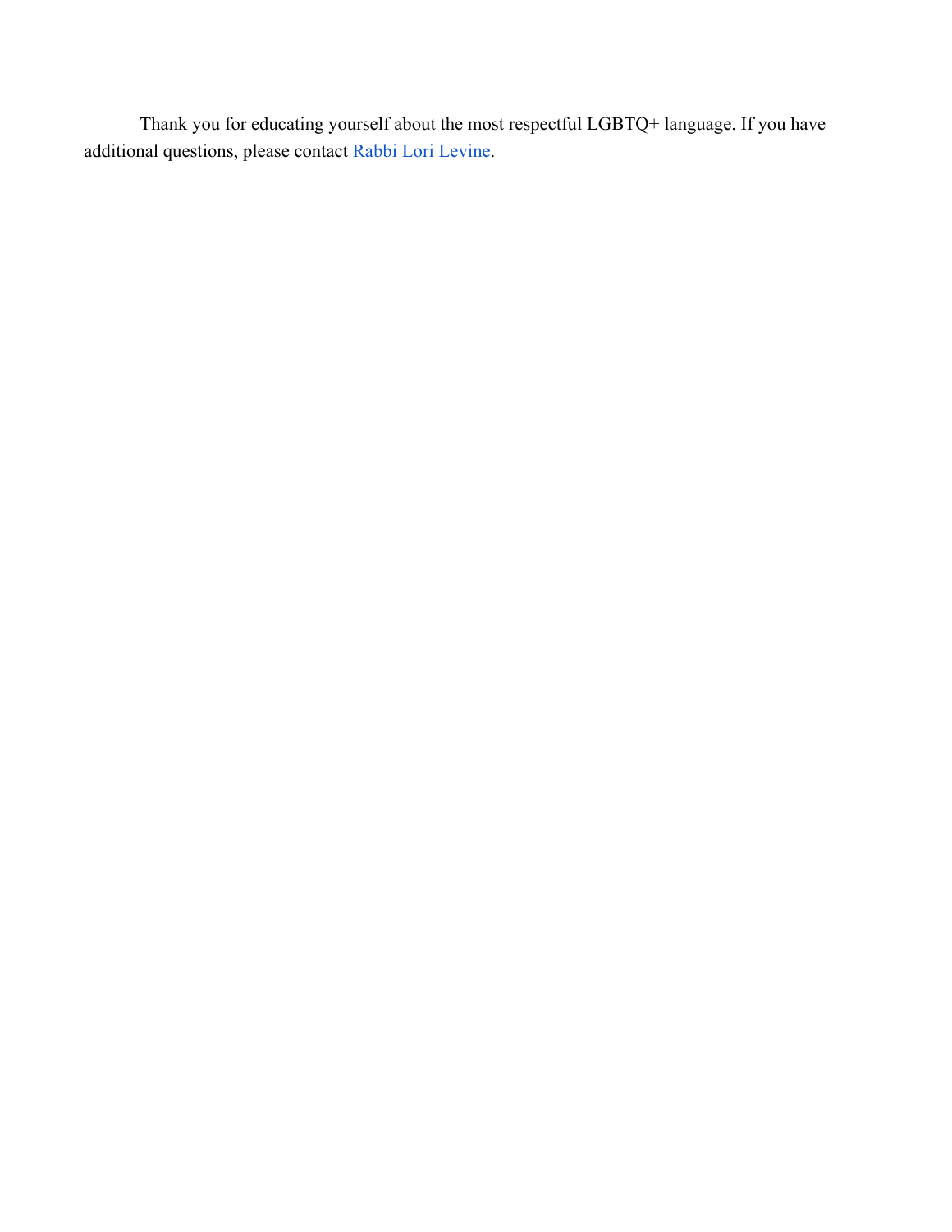Thank you for educating yourself about the most respectful LGBTQ+ language. If you have additional questions, please contact Rabbi Lori Levine.